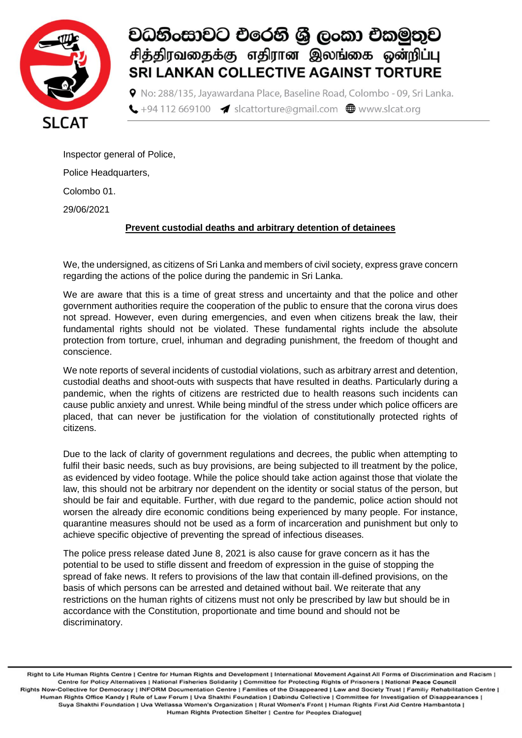# වධහිංසාවට එරෙහි ශ්‍රී ලංකා එකමුතුව
# சித்திரவதைக்கு எதிரான இலங்கை ஒன்றிப்பு
# SRI LANKAN COLLECTIVE AGAINST TORTURE

No: 288/135, Jayawardana Place, Baseline Road, Colombo - 09, Sri Lanka.
+94 112 669100 | slcattorture@gmail.com | www.slcat.org

SLCAT

Inspector general of Police,

Police Headquarters,

Colombo 01.

29/06/2021

**Prevent custodial deaths and arbitrary detention of detainees**

We, the undersigned, as citizens of Sri Lanka and members of civil society, express grave concern regarding the actions of the police during the pandemic in Sri Lanka.

We are aware that this is a time of great stress and uncertainty and that the police and other government authorities require the cooperation of the public to ensure that the corona virus does not spread. However, even during emergencies, and even when citizens break the law, their fundamental rights should not be violated. These fundamental rights include the absolute protection from torture, cruel, inhuman and degrading punishment, the freedom of thought and conscience.

We note reports of several incidents of custodial violations, such as arbitrary arrest and detention, custodial deaths and shoot-outs with suspects that have resulted in deaths. Particularly during a pandemic, when the rights of citizens are restricted due to health reasons such incidents can cause public anxiety and unrest. While being mindful of the stress under which police officers are placed, that can never be justification for the violation of constitutionally protected rights of citizens.

Due to the lack of clarity of government regulations and decrees, the public when attempting to fulfil their basic needs, such as buy provisions, are being subjected to ill treatment by the police, as evidenced by video footage. While the police should take action against those that violate the law, this should not be arbitrary nor dependent on the identity or social status of the person, but should be fair and equitable. Further, with due regard to the pandemic, police action should not worsen the already dire economic conditions being experienced by many people. For instance, quarantine measures should not be used as a form of incarceration and punishment but only to achieve specific objective of preventing the spread of infectious diseases.

The police press release dated June 8, 2021 is also cause for grave concern as it has the potential to be used to stifle dissent and freedom of expression in the guise of stopping the spread of fake news. It refers to provisions of the law that contain ill-defined provisions, on the basis of which persons can be arrested and detained without bail. We reiterate that any restrictions on the human rights of citizens must not only be prescribed by law but should be in accordance with the Constitution, proportionate and time bound and should not be discriminatory.

Right to Life Human Rights Centre | Centre for Human Rights and Development | International Movement Against All Forms of Discrimination and Racism | Centre for Policy Alternatives | National Fisheries Solidarity | Committee for Protecting Rights of Prisoners | National Peace Council | Rights Now-Collective for Democracy | INFORM Documentation Centre | Families of the Disappeared | Law and Society Trust | Family Rehabilitation Centre | Human Rights Office Kandy | Rule of Law Forum | Uva Shakthi Foundation | Dabindu Collective | Committee for Investigation of Disappearances | Suya Shakthi Foundation | Uva Wellassa Women's Organization | Rural Women's Front | Human Rights First Aid Centre Hambantota | Human Rights Protection Shelter | Centre for Peoples Dialogue|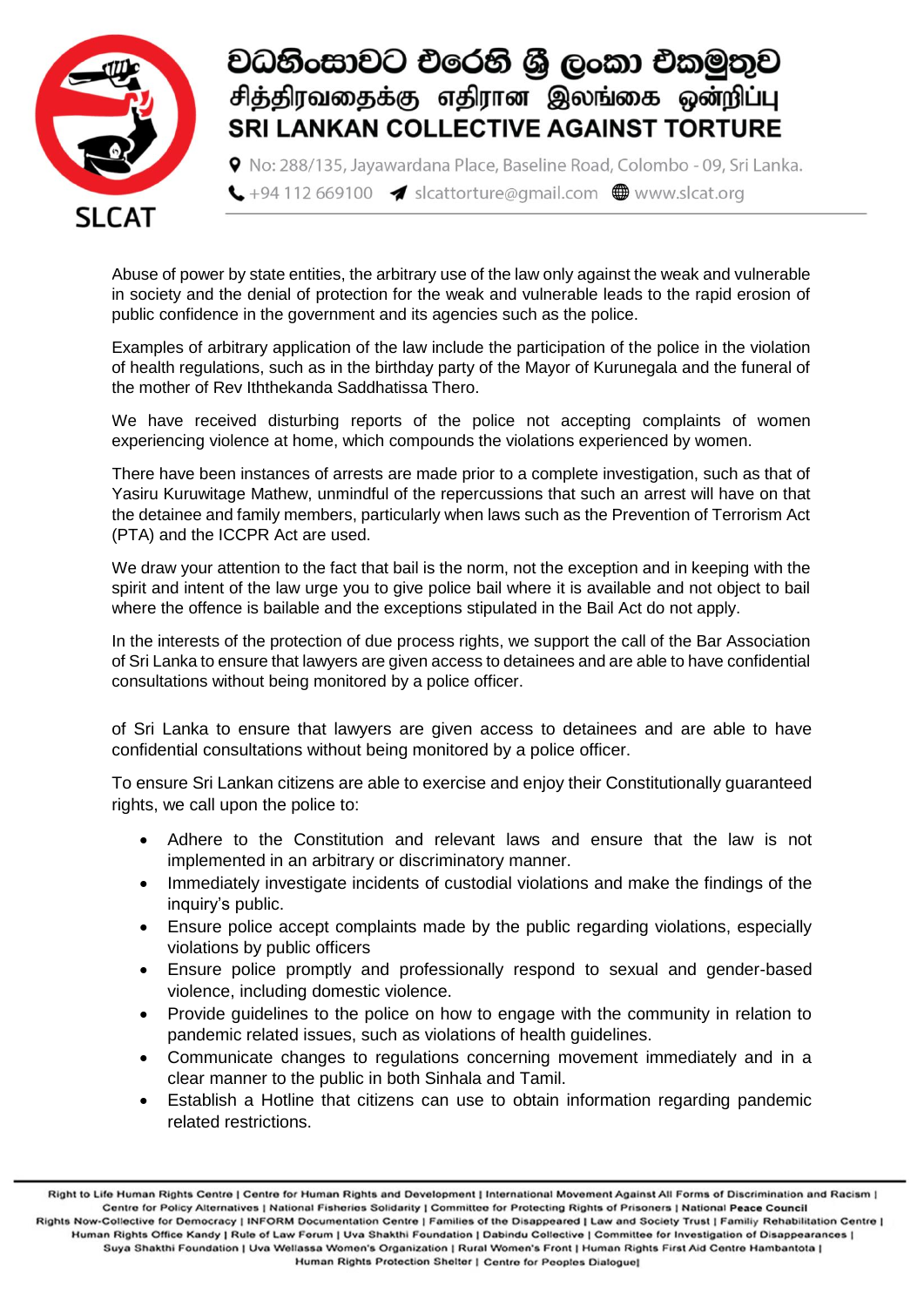# වධහිංසාවට එරෙහි ශ්‍රී ලංකා එකමුතුව
# சித்திரவதைக்கு எதிரான இலங்கை ஒன்றிப்பு
# SRI LANKAN COLLECTIVE AGAINST TORTURE

No: 288/135, Jayawardana Place, Baseline Road, Colombo - 09, Sri Lanka.
+94 112 669100 slcattorture@gmail.com www.slcat.org

SLCAT

Abuse of power by state entities, the arbitrary use of the law only against the weak and vulnerable in society and the denial of protection for the weak and vulnerable leads to the rapid erosion of public confidence in the government and its agencies such as the police.

Examples of arbitrary application of the law include the participation of the police in the violation of health regulations, such as in the birthday party of the Mayor of Kurunegala and the funeral of the mother of Rev Iththekanda Saddhatissa Thero.

We have received disturbing reports of the police not accepting complaints of women experiencing violence at home, which compounds the violations experienced by women.

There have been instances of arrests are made prior to a complete investigation, such as that of Yasiru Kuruwitage Mathew, unmindful of the repercussions that such an arrest will have on that the detainee and family members, particularly when laws such as the Prevention of Terrorism Act (PTA) and the ICCPR Act are used.

We draw your attention to the fact that bail is the norm, not the exception and in keeping with the spirit and intent of the law urge you to give police bail where it is available and not object to bail where the offence is bailable and the exceptions stipulated in the Bail Act do not apply.

In the interests of the protection of due process rights, we support the call of the Bar Association of Sri Lanka to ensure that lawyers are given access to detainees and are able to have confidential consultations without being monitored by a police officer.

of Sri Lanka to ensure that lawyers are given access to detainees and are able to have confidential consultations without being monitored by a police officer.

To ensure Sri Lankan citizens are able to exercise and enjoy their Constitutionally guaranteed rights, we call upon the police to:

- Adhere to the Constitution and relevant laws and ensure that the law is not implemented in an arbitrary or discriminatory manner.
- Immediately investigate incidents of custodial violations and make the findings of the inquiry's public.
- Ensure police accept complaints made by the public regarding violations, especially violations by public officers
- Ensure police promptly and professionally respond to sexual and gender-based violence, including domestic violence.
- Provide guidelines to the police on how to engage with the community in relation to pandemic related issues, such as violations of health guidelines.
- Communicate changes to regulations concerning movement immediately and in a clear manner to the public in both Sinhala and Tamil.
- Establish a Hotline that citizens can use to obtain information regarding pandemic related restrictions.

Right to Life Human Rights Centre | Centre for Human Rights and Development | International Movement Against All Forms of Discrimination and Racism | Centre for Policy Alternatives | National Fisheries Solidarity | Committee for Protecting Rights of Prisoners | National Peace Council
Rights Now-Collective for Democracy | INFORM Documentation Centre | Families of the Disappeared | Law and Society Trust | Family Rehabilitation Centre | Human Rights Office Kandy | Rule of Law Forum | Uva Shakthi Foundation | Dabindu Collective | Committee for Investigation of Disappearances | Suya Shakthi Foundation | Uva Wellassa Women's Organization | Rural Women's Front | Human Rights First Aid Centre Hambantota | Human Rights Protection Shelter | Centre for Peoples Dialogue|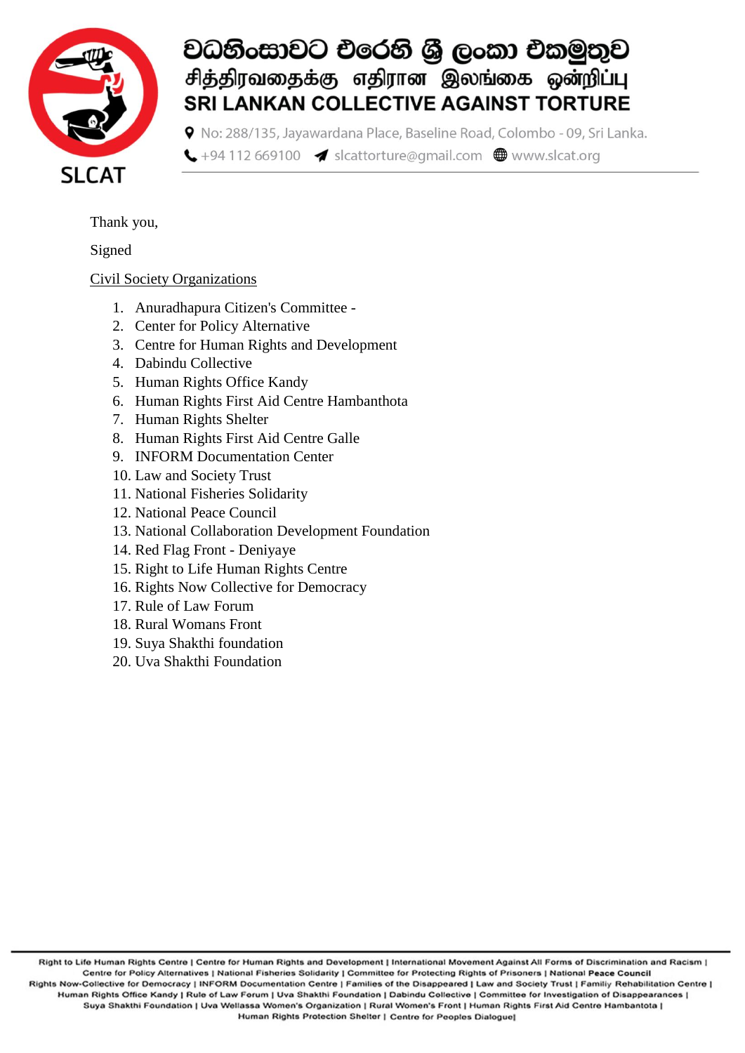Thank you,

Signed

Civil Society Organizations

1. Anuradhapura Citizen's Committee -
2. Center for Policy Alternative
3. Centre for Human Rights and Development
4. Dabindu Collective
5. Human Rights Office Kandy
6. Human Rights First Aid Centre Hambanthota
7. Human Rights Shelter
8. Human Rights First Aid Centre Galle
9. INFORM Documentation Center
10. Law and Society Trust
11. National Fisheries Solidarity
12. National Peace Council
13. National Collaboration Development Foundation
14. Red Flag Front - Deniyaye
15. Right to Life Human Rights Centre
16. Rights Now Collective for Democracy
17. Rule of Law Forum
18. Rural Womans Front
19. Suya Shakthi foundation
20. Uva Shakthi Foundation